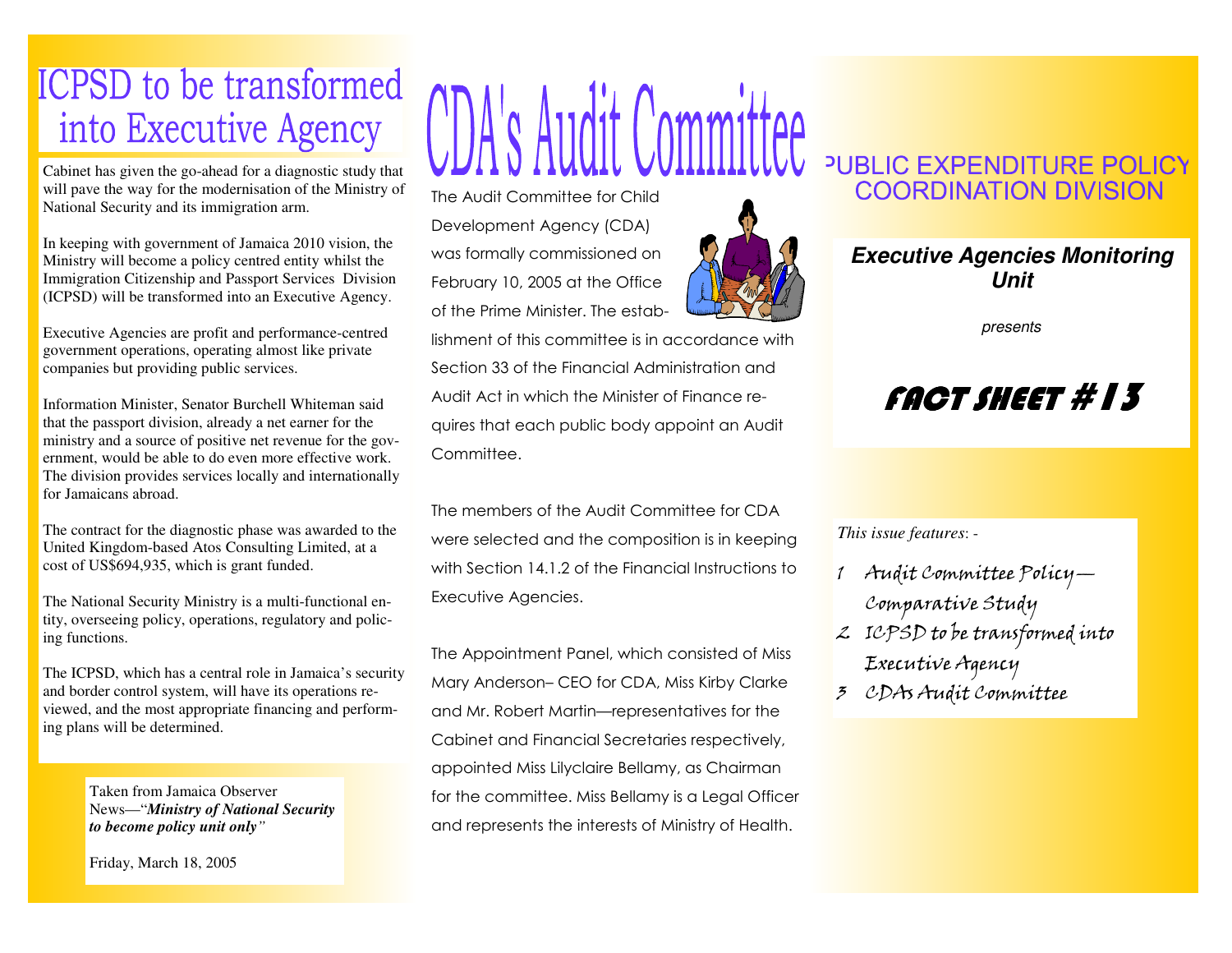# ICPSD to be transformed into Executive Agency

Cabinet has given the go-ahead for a diagnostic study that will pave the way for the modernisation of the Ministry of National Security and its immigration arm.

In keeping with government of Jamaica 2010 vision, the Ministry will become a policy centred entity whilst the Immigration Citizenship and Passport Services Division (ICPSD) will be transformed into an Executive Agency.

Executive Agencies are profit and performance-centred government operations, operating almost like private companies but providing public services.

Information Minister, Senator Burchell Whiteman said that the passport division, already a net earner for the ministry and a source of positive net revenue for the government, would be able to do even more effective work. The division provides services locally and internationally for Jamaicans abroad.

The contract for the diagnostic phase was awarded to the United Kingdom-based Atos Consulting Limited, at a cost of US$694,935, which is grant funded.

The National Security Ministry is a multi-functional entity, overseeing policy, operations, regulatory and policing functions.

The ICPSD, which has a central role in Jamaica's security and border control system, will have its operations reviewed, and the most appropriate financing and performing plans will be determined.

Taken from Jamaica Observer News—"***Ministry of National Security to become policy unit only"***

Friday, March 18, 2005

# CDA's Audit Committee

The Audit Committee for Child Development Agency (CDA) was formally commissioned on February 10, 2005 at the Office of the Prime Minister. The establishment of this committee is in accordance with Section 33 of the Financial Administration and Audit Act in which the Minister of Finance requires that each public body appoint an Audit Committee.

The members of the Audit Committee for CDA were selected and the composition is in keeping with Section 14.1.2 of the Financial Instructions to Executive Agencies.

The Appointment Panel, which consisted of Miss Mary Anderson– CEO for CDA, Miss Kirby Clarke and Mr. Robert Martin—representatives for the Cabinet and Financial Secretaries respectively, appointed Miss Lilyclaire Bellamy, as Chairman for the committee. Miss Bellamy is a Legal Officer and represents the interests of Ministry of Health.

## PUBLIC EXPENDITURE POLICY COORDINATION DIVISION

### *Executive Agencies Monitoring Unit*

*presents*

# FACT SHEET #13

*This issue features*: -

1. Audit Committee Policy—Comparative Study
2. ICPSD to be transformed into Executive Agency
3. CDAs Audit Committee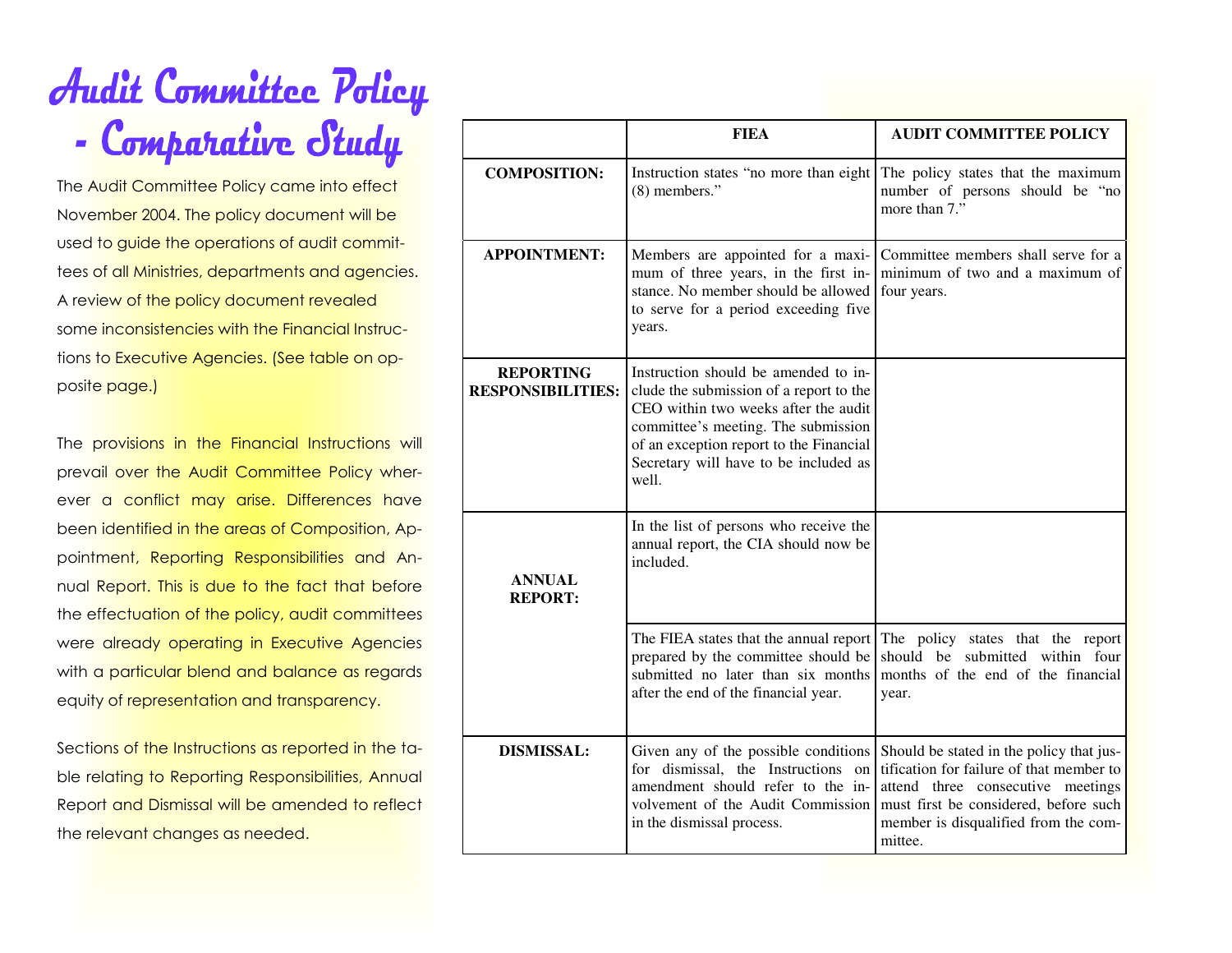# Audit Committee Policy - Comparative Study

The Audit Committee Policy came into effect November 2004. The policy document will be used to guide the operations of audit committees of all Ministries, departments and agencies. A review of the policy document revealed some inconsistencies with the Financial Instructions to Executive Agencies. (See table on opposite page.)

The provisions in the Financial Instructions will prevail over the Audit Committee Policy wherever a conflict may arise. Differences have been identified in the areas of Composition, Appointment, Reporting Responsibilities and Annual Report. This is due to the fact that before the effectuation of the policy, audit committees were already operating in Executive Agencies with a particular blend and balance as regards equity of representation and transparency.

Sections of the Instructions as reported in the table relating to Reporting Responsibilities, Annual Report and Dismissal will be amended to reflect the relevant changes as needed.

| | FIEA | AUDIT COMMITTEE POLICY |
|---|---|---|
| **COMPOSITION:** | Instruction states "no more than eight (8) members." | The policy states that the maximum number of persons should be "no more than 7." |
| **APPOINTMENT:** | Members are appointed for a maximum of three years, in the first instance. No member should be allowed to serve for a period exceeding five years. | Committee members shall serve for a minimum of two and a maximum of four years. |
| **REPORTING RESPONSIBILITIES:** | Instruction should be amended to include the submission of a report to the CEO within two weeks after the audit committee's meeting. The submission of an exception report to the Financial Secretary will have to be included as well. | |
| **ANNUAL REPORT:** | In the list of persons who receive the annual report, the CIA should now be included. | |
| | The FIEA states that the annual report prepared by the committee should be submitted no later than six months after the end of the financial year. | The policy states that the report should be submitted within four months of the end of the financial year. |
| **DISMISSAL:** | Given any of the possible conditions for dismissal, the Instructions on amendment should refer to the involvement of the Audit Commission in the dismissal process. | Should be stated in the policy that justification for failure of that member to attend three consecutive meetings must first be considered, before such member is disqualified from the committee. |